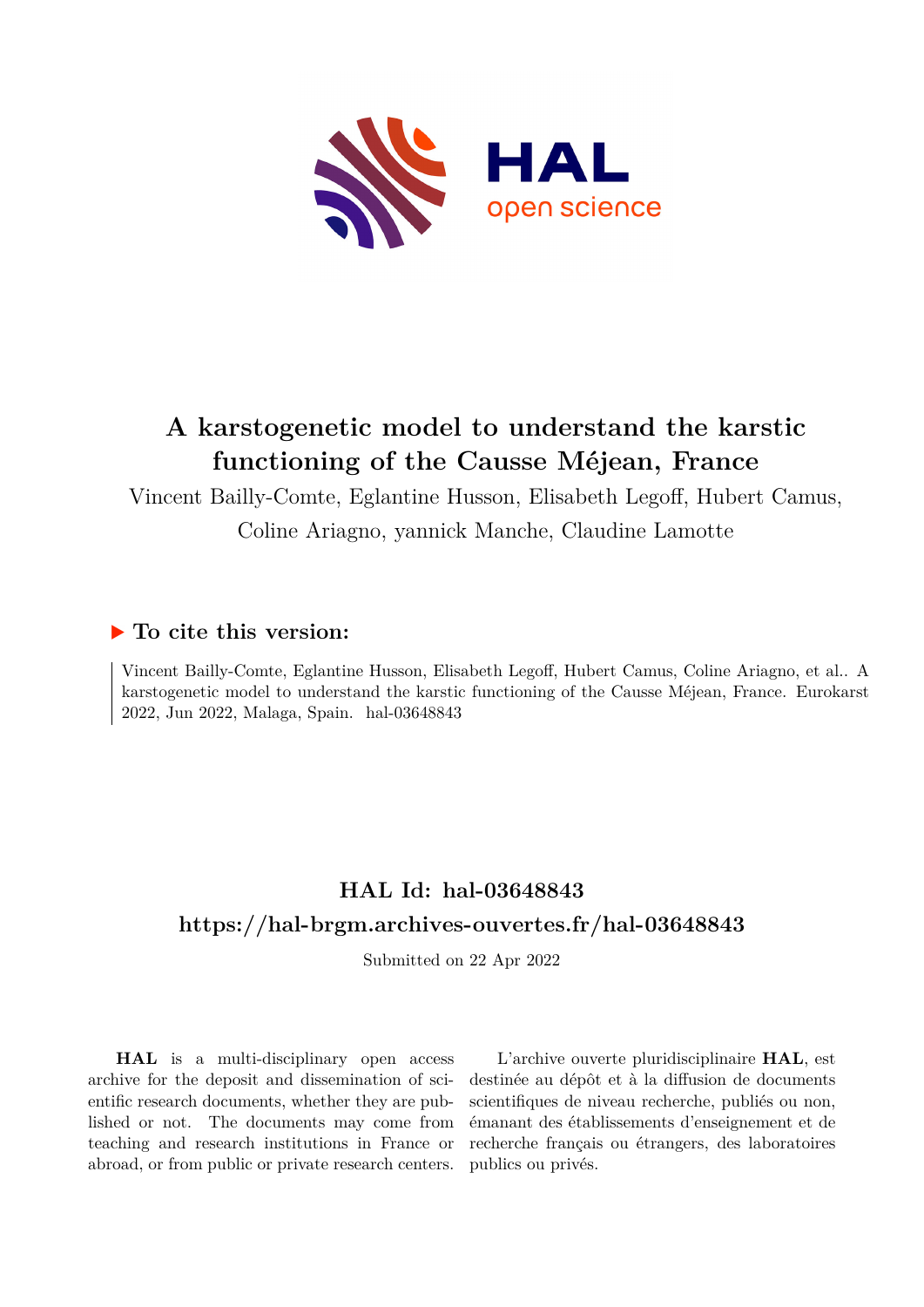# A karstogenetic model to understand the karstic functioning of the Causse Méjean, France

Vincent Bailly-Comte, Eglantine Husson, Elisabeth Legoff, Hubert Camus, Coline Ariagno, yannick Manche, Claudine Lamotte

## ▶ To cite this version:

Vincent Bailly-Comte, Eglantine Husson, Elisabeth Legoff, Hubert Camus, Coline Ariagno, et al.. A karstogenetic model to understand the karstic functioning of the Causse Méjean, France. Eurokarst 2022, Jun 2022, Malaga, Spain. hal-03648843

## HAL Id: hal-03648843

## https://hal-brgm.archives-ouvertes.fr/hal-03648843

Submitted on 22 Apr 2022

**HAL** is a multi-disciplinary open access archive for the deposit and dissemination of scientific research documents, whether they are published or not. The documents may come from teaching and research institutions in France or abroad, or from public or private research centers.

L'archive ouverte pluridisciplinaire **HAL**, est destinée au dépôt et à la diffusion de documents scientifiques de niveau recherche, publiés ou non, émanant des établissements d'enseignement et de recherche français ou étrangers, des laboratoires publics ou privés.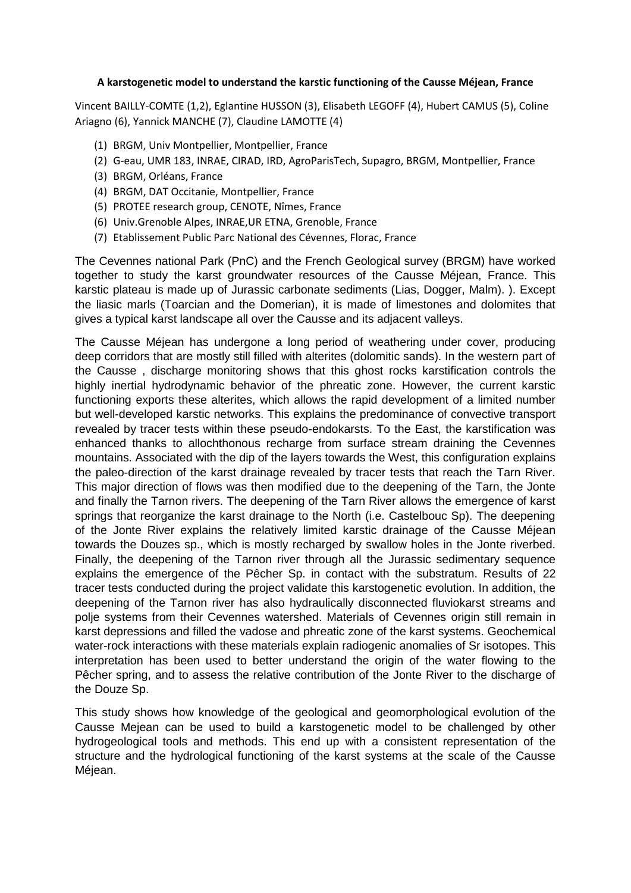**A karstogenetic model to understand the karstic functioning of the Causse Méjean, France**

Vincent BAILLY-COMTE (1,2), Eglantine HUSSON (3), Elisabeth LEGOFF (4), Hubert CAMUS (5), Coline Ariagno (6), Yannick MANCHE (7), Claudine LAMOTTE (4)

1. BRGM, Univ Montpellier, Montpellier, France
2. G-eau, UMR 183, INRAE, CIRAD, IRD, AgroParisTech, Supagro, BRGM, Montpellier, France
3. BRGM, Orléans, France
4. BRGM, DAT Occitanie, Montpellier, France
5. PROTEE research group, CENOTE, Nîmes, France
6. Univ.Grenoble Alpes, INRAE,UR ETNA, Grenoble, France
7. Etablissement Public Parc National des Cévennes, Florac, France

The Cevennes national Park (PnC) and the French Geological survey (BRGM) have worked together to study the karst groundwater resources of the Causse Méjean, France. This karstic plateau is made up of Jurassic carbonate sediments (Lias, Dogger, Malm). ). Except the liasic marls (Toarcian and the Domerian), it is made of limestones and dolomites that gives a typical karst landscape all over the Causse and its adjacent valleys.

The Causse Méjean has undergone a long period of weathering under cover, producing deep corridors that are mostly still filled with alterites (dolomitic sands). In the western part of the Causse , discharge monitoring shows that this ghost rocks karstification controls the highly inertial hydrodynamic behavior of the phreatic zone. However, the current karstic functioning exports these alterites, which allows the rapid development of a limited number but well-developed karstic networks. This explains the predominance of convective transport revealed by tracer tests within these pseudo-endokarsts. To the East, the karstification was enhanced thanks to allochthonous recharge from surface stream draining the Cevennes mountains. Associated with the dip of the layers towards the West, this configuration explains the paleo-direction of the karst drainage revealed by tracer tests that reach the Tarn River. This major direction of flows was then modified due to the deepening of the Tarn, the Jonte and finally the Tarnon rivers. The deepening of the Tarn River allows the emergence of karst springs that reorganize the karst drainage to the North (i.e. Castelbouc Sp). The deepening of the Jonte River explains the relatively limited karstic drainage of the Causse Méjean towards the Douzes sp., which is mostly recharged by swallow holes in the Jonte riverbed. Finally, the deepening of the Tarnon river through all the Jurassic sedimentary sequence explains the emergence of the Pêcher Sp. in contact with the substratum. Results of 22 tracer tests conducted during the project validate this karstogenetic evolution. In addition, the deepening of the Tarnon river has also hydraulically disconnected fluviokarst streams and polje systems from their Cevennes watershed. Materials of Cevennes origin still remain in karst depressions and filled the vadose and phreatic zone of the karst systems. Geochemical water-rock interactions with these materials explain radiogenic anomalies of Sr isotopes. This interpretation has been used to better understand the origin of the water flowing to the Pêcher spring, and to assess the relative contribution of the Jonte River to the discharge of the Douze Sp.

This study shows how knowledge of the geological and geomorphological evolution of the Causse Mejean can be used to build a karstogenetic model to be challenged by other hydrogeological tools and methods. This end up with a consistent representation of the structure and the hydrological functioning of the karst systems at the scale of the Causse Méjean.